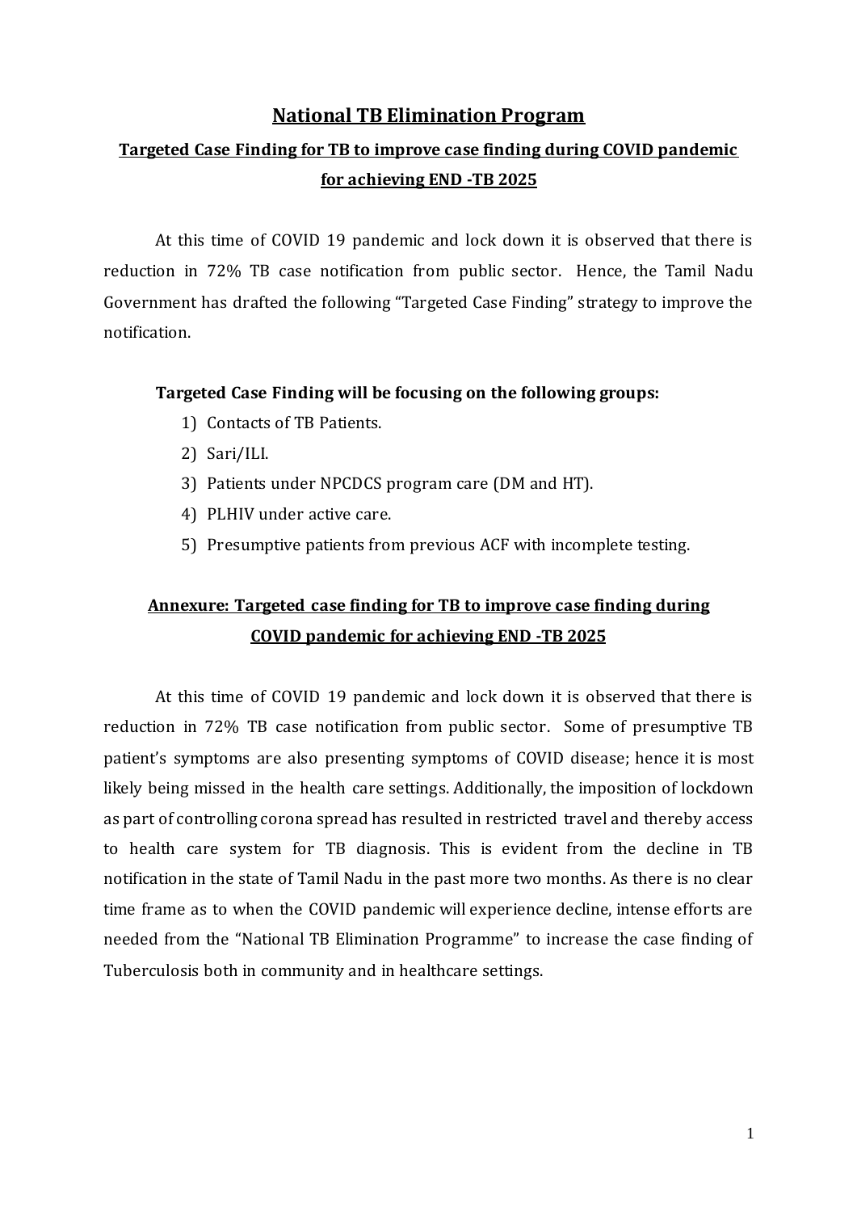# National TB Elimination Program

## Targeted Case Finding for TB to improve case finding during COVID pandemic for achieving END -TB 2025

At this time of COVID 19 pandemic and lock down it is observed that there is reduction in 72% TB case notification from public sector. Hence, the Tamil Nadu Government has drafted the following "Targeted Case Finding" strategy to improve the notification.

**Targeted Case Finding will be focusing on the following groups:**

1) Contacts of TB Patients.
2) Sari/ILI.
3) Patients under NPCDCS program care (DM and HT).
4) PLHIV under active care.
5) Presumptive patients from previous ACF with incomplete testing.

## Annexure: Targeted case finding for TB to improve case finding during COVID pandemic for achieving END -TB 2025

At this time of COVID 19 pandemic and lock down it is observed that there is reduction in 72% TB case notification from public sector. Some of presumptive TB patient's symptoms are also presenting symptoms of COVID disease; hence it is most likely being missed in the health care settings. Additionally, the imposition of lockdown as part of controlling corona spread has resulted in restricted travel and thereby access to health care system for TB diagnosis. This is evident from the decline in TB notification in the state of Tamil Nadu in the past more two months. As there is no clear time frame as to when the COVID pandemic will experience decline, intense efforts are needed from the "National TB Elimination Programme" to increase the case finding of Tuberculosis both in community and in healthcare settings.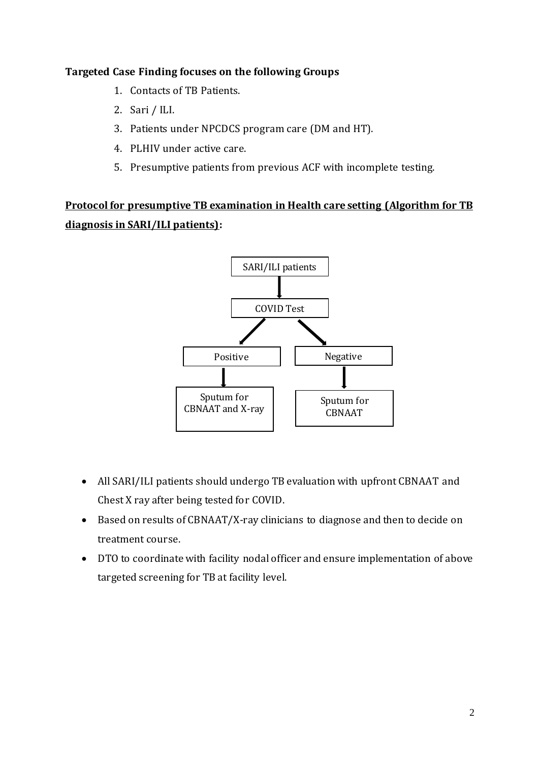**Targeted Case Finding focuses on the following Groups**

1. Contacts of TB Patients.
2. Sari / ILI.
3. Patients under NPCDCS program care (DM and HT).
4. PLHIV under active care.
5. Presumptive patients from previous ACF with incomplete testing.

**Protocol for presumptive TB examination in Health care setting (Algorithm for TB diagnosis in SARI/ILI patients):**

SARI/ILI patients

COVID Test

Positive

Negative

Sputum for CBNAAT and X-ray

Sputum for CBNAAT

- All SARI/ILI patients should undergo TB evaluation with upfront CBNAAT and Chest X ray after being tested for COVID.
- Based on results of CBNAAT/X-ray clinicians to diagnose and then to decide on treatment course.
- DTO to coordinate with facility nodal officer and ensure implementation of above targeted screening for TB at facility level.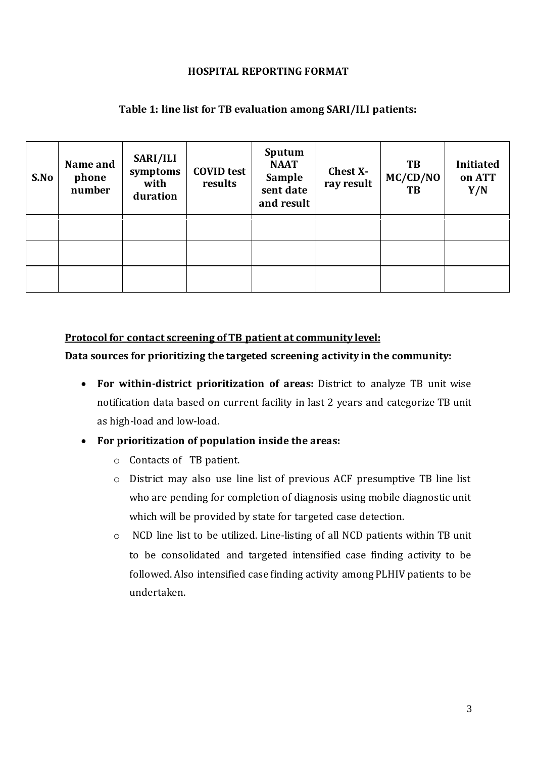## HOSPITAL REPORTING FORMAT

### Table 1: line list for TB evaluation among SARI/ILI patients:

| S.No | Name and phone number | SARI/ILI symptoms with duration | COVID test results | Sputum NAAT Sample sent date and result | Chest X-ray result | TB MC/CD/NO TB | Initiated on ATT Y/N |
|---|---|---|---|---|---|---|---|
| | | | | | | | |
| | | | | | | | |
| | | | | | | | |

**<u>Protocol for contact screening of TB patient at community level:</u>**

**Data sources for prioritizing the targeted screening activity in the community:**

- **For within-district prioritization of areas:** District to analyze TB unit wise notification data based on current facility in last 2 years and categorize TB unit as high-load and low-load.
- **For prioritization of population inside the areas:**
  - Contacts of TB patient.
  - District may also use line list of previous ACF presumptive TB line list who are pending for completion of diagnosis using mobile diagnostic unit which will be provided by state for targeted case detection.
  - NCD line list to be utilized. Line-listing of all NCD patients within TB unit to be consolidated and targeted intensified case finding activity to be followed. Also intensified case finding activity among PLHIV patients to be undertaken.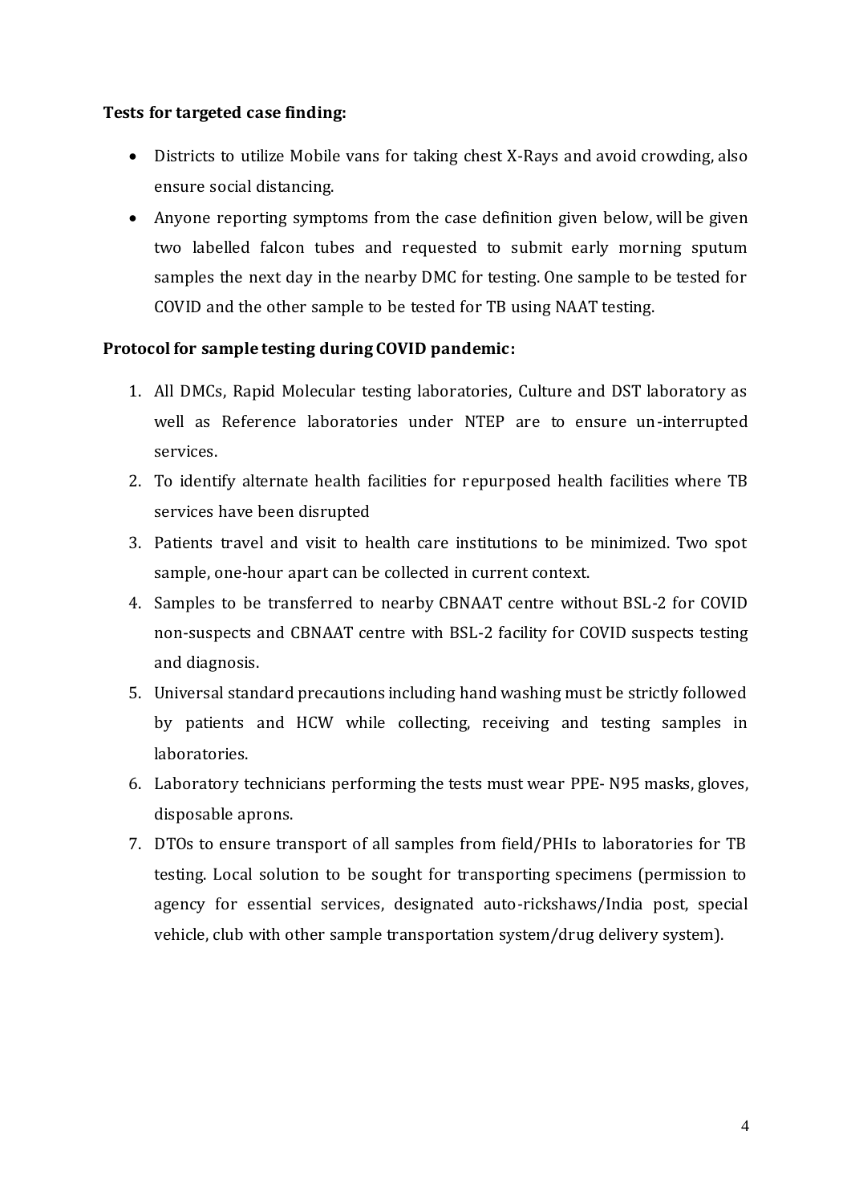**Tests for targeted case finding:**

- Districts to utilize Mobile vans for taking chest X-Rays and avoid crowding, also ensure social distancing.
- Anyone reporting symptoms from the case definition given below, will be given two labelled falcon tubes and requested to submit early morning sputum samples the next day in the nearby DMC for testing. One sample to be tested for COVID and the other sample to be tested for TB using NAAT testing.

**Protocol for sample testing during COVID pandemic:**

1. All DMCs, Rapid Molecular testing laboratories, Culture and DST laboratory as well as Reference laboratories under NTEP are to ensure un-interrupted services.
2. To identify alternate health facilities for repurposed health facilities where TB services have been disrupted
3. Patients travel and visit to health care institutions to be minimized. Two spot sample, one-hour apart can be collected in current context.
4. Samples to be transferred to nearby CBNAAT centre without BSL-2 for COVID non-suspects and CBNAAT centre with BSL-2 facility for COVID suspects testing and diagnosis.
5. Universal standard precautions including hand washing must be strictly followed by patients and HCW while collecting, receiving and testing samples in laboratories.
6. Laboratory technicians performing the tests must wear PPE- N95 masks, gloves, disposable aprons.
7. DTOs to ensure transport of all samples from field/PHIs to laboratories for TB testing. Local solution to be sought for transporting specimens (permission to agency for essential services, designated auto-rickshaws/India post, special vehicle, club with other sample transportation system/drug delivery system).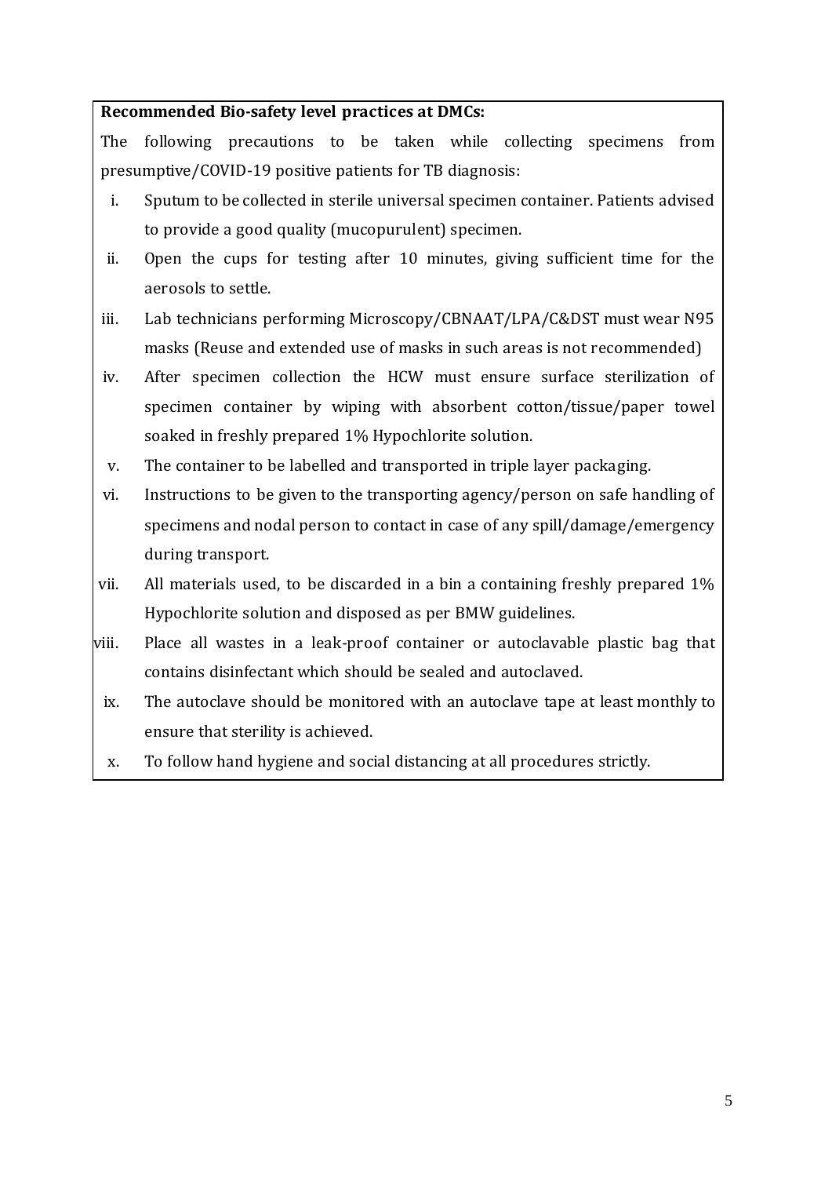**Recommended Bio-safety level practices at DMCs:**

The following precautions to be taken while collecting specimens from presumptive/COVID-19 positive patients for TB diagnosis:

i. Sputum to be collected in sterile universal specimen container. Patients advised to provide a good quality (mucopurulent) specimen.
ii. Open the cups for testing after 10 minutes, giving sufficient time for the aerosols to settle.
iii. Lab technicians performing Microscopy/CBNAAT/LPA/C&DST must wear N95 masks (Reuse and extended use of masks in such areas is not recommended)
iv. After specimen collection the HCW must ensure surface sterilization of specimen container by wiping with absorbent cotton/tissue/paper towel soaked in freshly prepared 1% Hypochlorite solution.
v. The container to be labelled and transported in triple layer packaging.
vi. Instructions to be given to the transporting agency/person on safe handling of specimens and nodal person to contact in case of any spill/damage/emergency during transport.
vii. All materials used, to be discarded in a bin a containing freshly prepared 1% Hypochlorite solution and disposed as per BMW guidelines.
viii. Place all wastes in a leak-proof container or autoclavable plastic bag that contains disinfectant which should be sealed and autoclaved.
ix. The autoclave should be monitored with an autoclave tape at least monthly to ensure that sterility is achieved.
x. To follow hand hygiene and social distancing at all procedures strictly.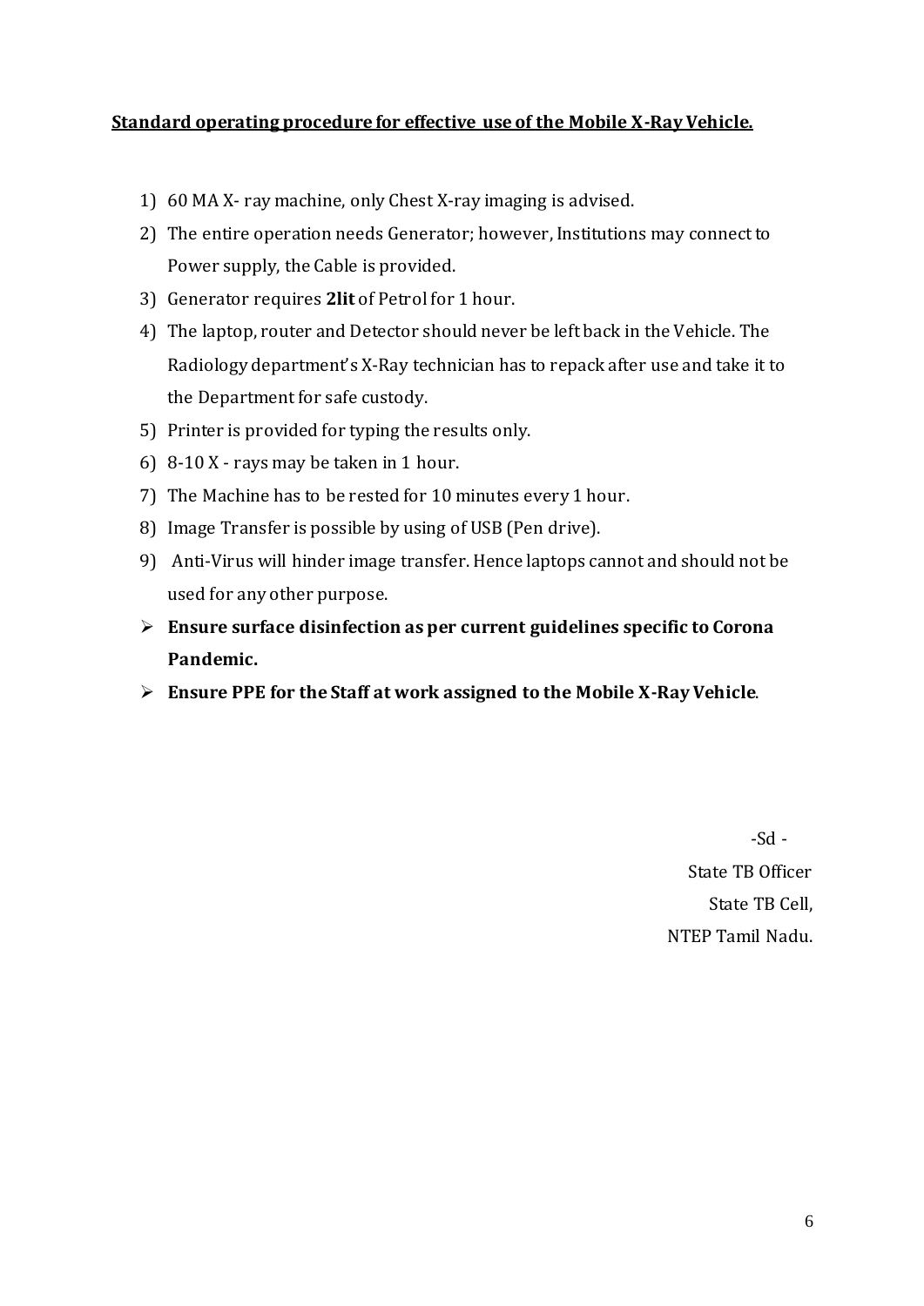**<u>Standard operating procedure for effective use of the Mobile X-Ray Vehicle.</u>**

1) 60 MA X- ray machine, only Chest X-ray imaging is advised.
2) The entire operation needs Generator; however, Institutions may connect to Power supply, the Cable is provided.
3) Generator requires **2lit** of Petrol for 1 hour.
4) The laptop, router and Detector should never be left back in the Vehicle. The Radiology department's X-Ray technician has to repack after use and take it to the Department for safe custody.
5) Printer is provided for typing the results only.
6) 8-10 X - rays may be taken in 1 hour.
7) The Machine has to be rested for 10 minutes every 1 hour.
8) Image Transfer is possible by using of USB (Pen drive).
9) Anti-Virus will hinder image transfer. Hence laptops cannot and should not be used for any other purpose.

- **Ensure surface disinfection as per current guidelines specific to Corona Pandemic.**
- **Ensure PPE for the Staff at work assigned to the Mobile X-Ray Vehicle**.

-Sd -

State TB Officer

State TB Cell,

NTEP Tamil Nadu.